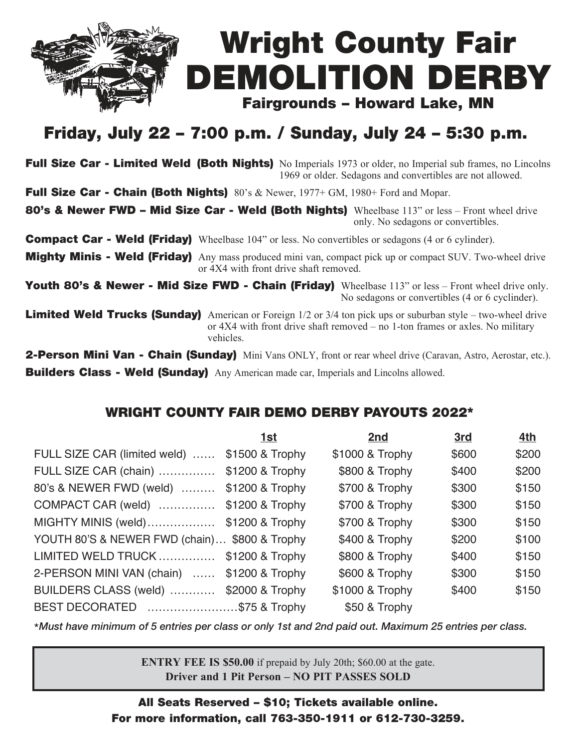# Wright County Fair DEMOLITION DERBY

### Fairgrounds – Howard Lake, MN

## Friday, July 22 – 7:00 p.m. / Sunday, July 24 – 5:30 p.m.

**Full Size Car - Limited Weld (Both Nights)** No Imperials 1973 or older, no Imperial sub frames, no Lincolns 1969 or older. Sedagons and convertibles are not allowed.

**Full Size Car - Chain (Both Nights)** 80's & Newer, 1977+ GM, 1980+ Ford and Mopar.

**80's & Newer FWD – Mid Size Car - Weld (Both Nights)** Wheelbase 113" or less – Front wheel drive only. No sedagons or convertibles.

**Compact Car - Weld (Friday)** Wheelbase 104" or less. No convertibles or sedagons (4 or 6 cylinder).

**Mighty Minis - Weld (Friday)** Any mass produced mini van, compact pick up or compact SUV. Two-wheel drive or 4X4 with front drive shaft removed.

**Youth 80's & Newer - Mid Size FWD - Chain (Friday)** Wheelbase 113" or less – Front wheel drive only. No sedagons or convertibles (4 or 6 cyclinder).

**Limited Weld Trucks (Sunday)** American or Foreign 1/2 or 3/4 ton pick ups or suburban style – two-wheel drive or 4X4 with front drive shaft removed – no 1-ton frames or axles. No military vehicles.

**2-Person Mini Van - Chain (Sunday)** Mini Vans ONLY, front or rear wheel drive (Caravan, Astro, Aerostar, etc.).

**Builders Class - Weld (Sunday)** Any American made car, Imperials and Lincolns allowed.

## WRIGHT COUNTY FAIR DEMO DERBY PAYOUTS 2022*

| | 1st | 2nd | 3rd | 4th |
|---|---|---|---|---|
| FULL SIZE CAR (limited weld) | $1500 & Trophy | $1000 & Trophy | $600 | $200 |
| FULL SIZE CAR (chain) | $1200 & Trophy | $800 & Trophy | $400 | $200 |
| 80's & NEWER FWD (weld) | $1200 & Trophy | $700 & Trophy | $300 | $150 |
| COMPACT CAR (weld) | $1200 & Trophy | $700 & Trophy | $300 | $150 |
| MIGHTY MINIS (weld) | $1200 & Trophy | $700 & Trophy | $300 | $150 |
| YOUTH 80'S & NEWER FWD (chain) | $800 & Trophy | $400 & Trophy | $200 | $100 |
| LIMITED WELD TRUCK | $1200 & Trophy | $800 & Trophy | $400 | $150 |
| 2-PERSON MINI VAN (chain) | $1200 & Trophy | $600 & Trophy | $300 | $150 |
| BUILDERS CLASS (weld) | $2000 & Trophy | $1000 & Trophy | $400 | $150 |
| BEST DECORATED | $75 & Trophy | $50 & Trophy | | |

*\*Must have minimum of 5 entries per class or only 1st and 2nd paid out. Maximum 25 entries per class.*

**ENTRY FEE IS $50.00** if prepaid by July 20th; $60.00 at the gate.
**Driver and 1 Pit Person – NO PIT PASSES SOLD**

**All Seats Reserved – $10; Tickets available online.**
**For more information, call 763-350-1911 or 612-730-3259.**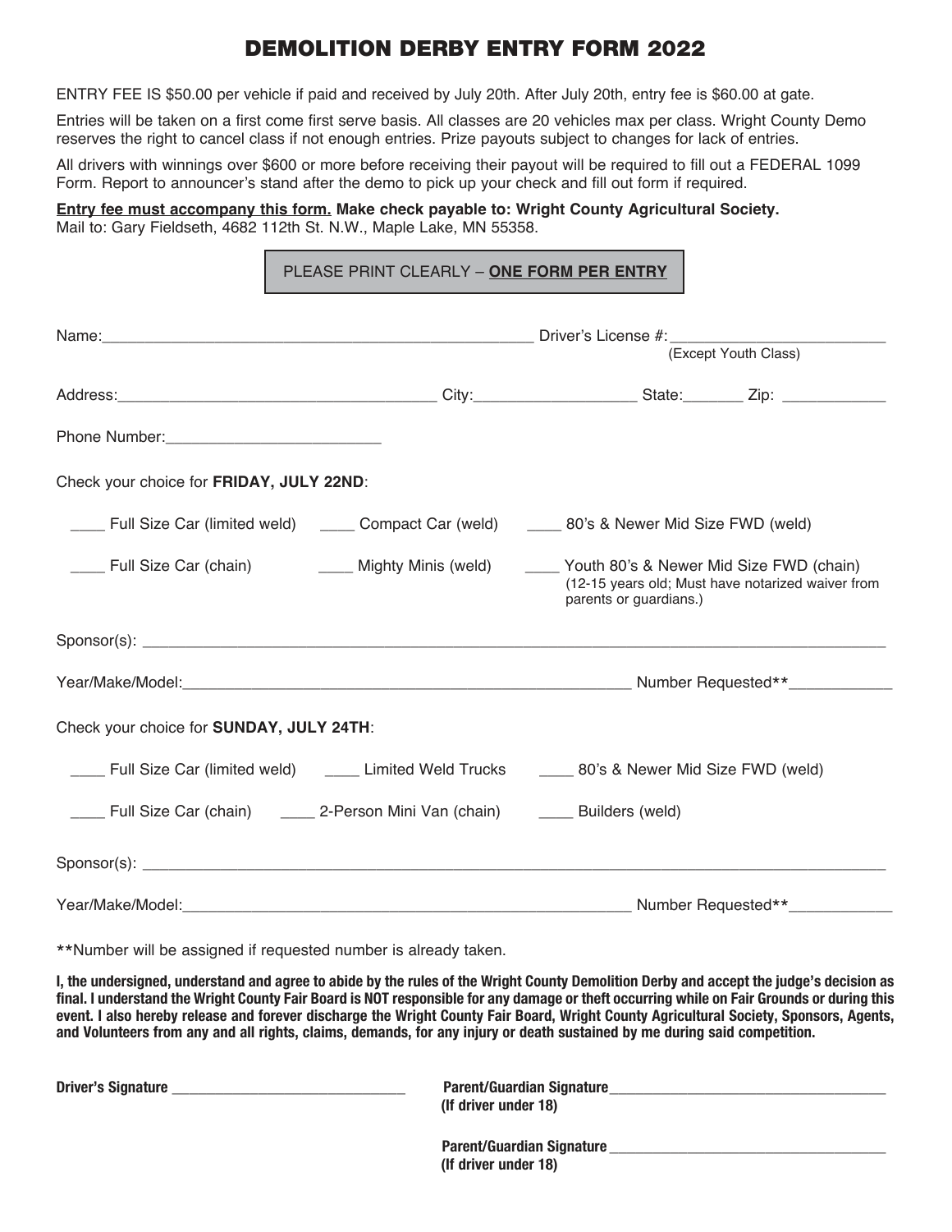# DEMOLITION DERBY ENTRY FORM 2022

ENTRY FEE IS $50.00 per vehicle if paid and received by July 20th. After July 20th, entry fee is $60.00 at gate.

Entries will be taken on a first come first serve basis. All classes are 20 vehicles max per class. Wright County Demo reserves the right to cancel class if not enough entries. Prize payouts subject to changes for lack of entries.

All drivers with winnings over $600 or more before receiving their payout will be required to fill out a FEDERAL 1099 Form. Report to announcer's stand after the demo to pick up your check and fill out form if required.

**Entry fee must accompany this form. Make check payable to: Wright County Agricultural Society.**
Mail to: Gary Fieldseth, 4682 112th St. N.W., Maple Lake, MN 55358.

PLEASE PRINT CLEARLY – **ONE FORM PER ENTRY**

Name:___________________________ Driver's License #:_______________
(Except Youth Class)

Address:___________________________ City:______________ State:_______ Zip: ____________

Phone Number:________________________

Check your choice for **FRIDAY, JULY 22ND**:

____ Full Size Car (limited weld) ____ Compact Car (weld) ____ 80's & Newer Mid Size FWD (weld)

____ Full Size Car (chain) ____ Mighty Minis (weld) ____ Youth 80's & Newer Mid Size FWD (chain)
(12-15 years old; Must have notarized waiver from parents or guardians.)

Sponsor(s): ___________________________________________

Year/Make/Model:___________________________ Number Requested**____________

Check your choice for **SUNDAY, JULY 24TH**:

____ Full Size Car (limited weld) ____ Limited Weld Trucks ____ 80's & Newer Mid Size FWD (weld)

____ Full Size Car (chain) ____ 2-Person Mini Van (chain) ____ Builders (weld)

Sponsor(s): ___________________________________________

Year/Make/Model:___________________________ Number Requested**____________

**Number will be assigned if requested number is already taken.

**I, the undersigned, understand and agree to abide by the rules of the Wright County Demolition Derby and accept the judge's decision as final. I understand the Wright County Fair Board is NOT responsible for any damage or theft occurring while on Fair Grounds or during this event. I also hereby release and forever discharge the Wright County Fair Board, Wright County Agricultural Society, Sponsors, Agents, and Volunteers from any and all rights, claims, demands, for any injury or death sustained by me during said competition.**

**Driver's Signature** ____________________________

**Parent/Guardian Signature**____________________________
**(If driver under 18)**

**Parent/Guardian Signature**____________________________
**(If driver under 18)**